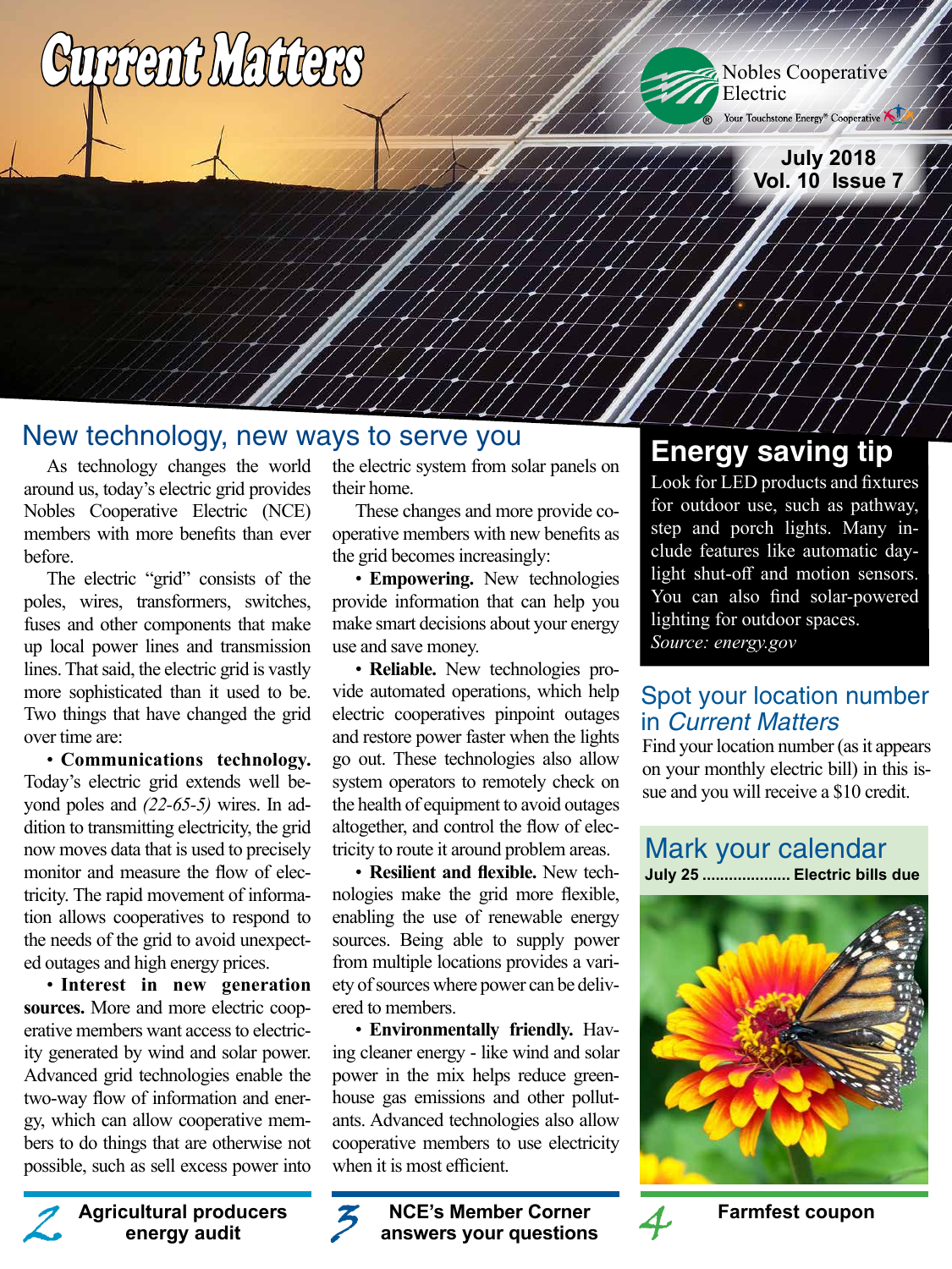# Current Matters

Nobles Cooperative Electric

Your Touchstone Energy® Cooperative

July 2018
Vol. 10 Issue 7

## New technology, new ways to serve you

As technology changes the world around us, today's electric grid provides Nobles Cooperative Electric (NCE) members with more benefits than ever before.

The electric "grid" consists of the poles, wires, transformers, switches, fuses and other components that make up local power lines and transmission lines. That said, the electric grid is vastly more sophisticated than it used to be. Two things that have changed the grid over time are:

• **Communications technology.** Today's electric grid extends well beyond poles and *(22-65-5)* wires. In addition to transmitting electricity, the grid now moves data that is used to precisely monitor and measure the flow of electricity. The rapid movement of information allows cooperatives to respond to the needs of the grid to avoid unexpected outages and high energy prices.

• **Interest in new generation sources.** More and more electric cooperative members want access to electricity generated by wind and solar power. Advanced grid technologies enable the two-way flow of information and energy, which can allow cooperative members to do things that are otherwise not possible, such as sell excess power into the electric system from solar panels on their home.

These changes and more provide cooperative members with new benefits as the grid becomes increasingly:

• **Empowering.** New technologies provide information that can help you make smart decisions about your energy use and save money.

• **Reliable.** New technologies provide automated operations, which help electric cooperatives pinpoint outages and restore power faster when the lights go out. These technologies also allow system operators to remotely check on the health of equipment to avoid outages altogether, and control the flow of electricity to route it around problem areas.

• **Resilient and flexible.** New technologies make the grid more flexible, enabling the use of renewable energy sources. Being able to supply power from multiple locations provides a variety of sources where power can be delivered to members.

• **Environmentally friendly.** Having cleaner energy - like wind and solar power in the mix helps reduce greenhouse gas emissions and other pollutants. Advanced technologies also allow cooperative members to use electricity when it is most efficient.

## Energy saving tip

Look for LED products and fixtures for outdoor use, such as pathway, step and porch lights. Many include features like automatic daylight shut-off and motion sensors. You can also find solar-powered lighting for outdoor spaces.
*Source: energy.gov*

## Spot your location number in *Current Matters*

Find your location number (as it appears on your monthly electric bill) in this issue and you will receive a $10 credit.

## Mark your calendar

**July 25 .................... Electric bills due**

---

**2** Agricultural producers energy audit

**3** NCE's Member Corner answers your questions

**4** Farmfest coupon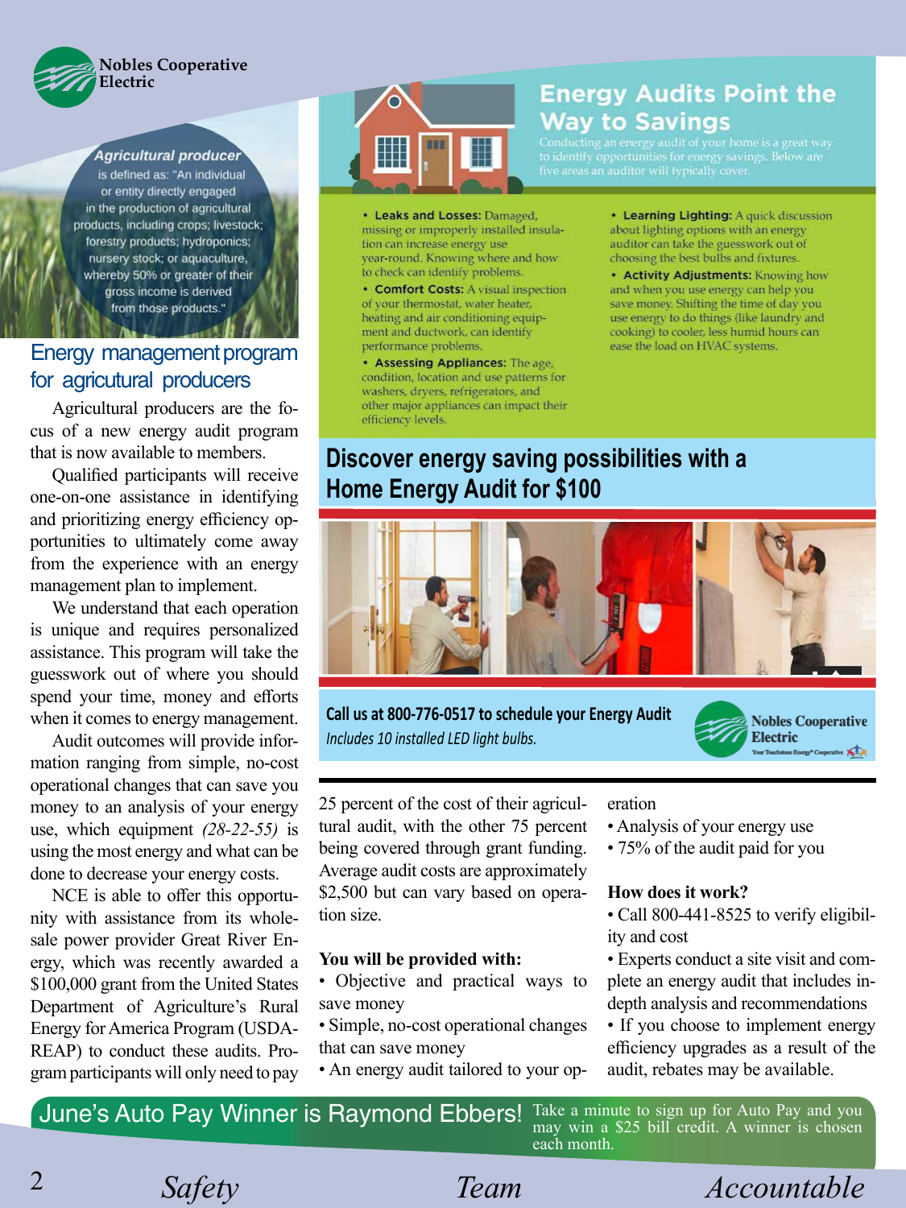Nobles Cooperative Electric

*Agricultural producer* is defined as: "An individual or entity directly engaged in the production of agricultural products, including crops; livestock; forestry products; hydroponics; nursery stock; or aquaculture, whereby 50% or greater of their gross income is derived from those products."

## Energy management program for agricultural producers

Agricultural producers are the focus of a new energy audit program that is now available to members.

Qualified participants will receive one-on-one assistance in identifying and prioritizing energy efficiency opportunities to ultimately come away from the experience with an energy management plan to implement.

We understand that each operation is unique and requires personalized assistance. This program will take the guesswork out of where you should spend your time, money and efforts when it comes to energy management.

Audit outcomes will provide information ranging from simple, no-cost operational changes that can save you money to an analysis of your energy use, which equipment *(28-22-55)* is using the most energy and what can be done to decrease your energy costs.

NCE is able to offer this opportunity with assistance from its wholesale power provider Great River Energy, which was recently awarded a $100,000 grant from the United States Department of Agriculture's Rural Energy for America Program (USDA-REAP) to conduct these audits. Program participants will only need to pay 25 percent of the cost of their agricultural audit, with the other 75 percent being covered through grant funding. Average audit costs are approximately $2,500 but can vary based on operation size.

**You will be provided with:**

- Objective and practical ways to save money
- Simple, no-cost operational changes that can save money
- An energy audit tailored to your operation
- Analysis of your energy use
- 75% of the audit paid for you

**How does it work?**

- Call 800-441-8525 to verify eligibility and cost
- Experts conduct a site visit and complete an energy audit that includes in-depth analysis and recommendations
- If you choose to implement energy efficiency upgrades as a result of the audit, rebates may be available.

## Energy Audits Point the Way to Savings

Conducting an energy audit of your home is a great way to identify opportunities for energy savings. Below are five areas an auditor will typically cover.

- **Leaks and Losses:** Damaged, missing or improperly installed insulation can increase energy use year-round. Knowing where and how to check can identify problems.
- **Comfort Costs:** A visual inspection of your thermostat, water heater, heating and air conditioning equipment and ductwork, can identify performance problems.
- **Assessing Appliances:** The age, condition, location and use patterns for washers, dryers, refrigerators, and other major appliances can impact their efficiency levels.
- **Learning Lighting:** A quick discussion about lighting options with an energy auditor can take the guesswork out of choosing the best bulbs and fixtures.
- **Activity Adjustments:** Knowing how and when you use energy can help you save money. Shifting the time of day you use energy to do things (like laundry and cooking) to cooler, less humid hours can ease the load on HVAC systems.

## Discover energy saving possibilities with a Home Energy Audit for $100

**Call us at 800-776-0517 to schedule your Energy Audit**

*Includes 10 installed LED light bulbs.*

Nobles Cooperative Electric
Your Touchstone Energy® Cooperative

June's Auto Pay Winner is Raymond Ebbers! Take a minute to sign up for Auto Pay and you may win a $25 bill credit. A winner is chosen each month.

*Safety* *Team* *Accountable*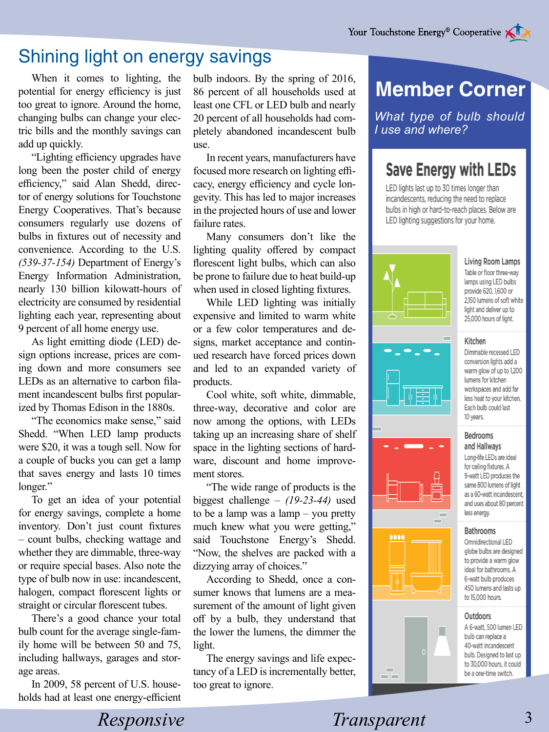# Shining light on energy savings

When it comes to lighting, the potential for energy efficiency is just too great to ignore. Around the home, changing bulbs can change your electric bills and the monthly savings can add up quickly.

"Lighting efficiency upgrades have long been the poster child of energy efficiency," said Alan Shedd, director of energy solutions for Touchstone Energy Cooperatives. That's because consumers regularly use dozens of bulbs in fixtures out of necessity and convenience. According to the U.S. *(539-37-154)* Department of Energy's Energy Information Administration, nearly 130 billion kilowatt-hours of electricity are consumed by residential lighting each year, representing about 9 percent of all home energy use.

As light emitting diode (LED) design options increase, prices are coming down and more consumers see LEDs as an alternative to carbon filament incandescent bulbs first popularized by Thomas Edison in the 1880s.

"The economics make sense," said Shedd. "When LED lamp products were $20, it was a tough sell. Now for a couple of bucks you can get a lamp that saves energy and lasts 10 times longer."

To get an idea of your potential for energy savings, complete a home inventory. Don't just count fixtures – count bulbs, checking wattage and whether they are dimmable, three-way or require special bases. Also note the type of bulb now in use: incandescent, halogen, compact florescent lights or straight or circular florescent tubes.

There's a good chance your total bulb count for the average single-family home will be between 50 and 75, including hallways, garages and storage areas.

In 2009, 58 percent of U.S. households had at least one energy-efficient bulb indoors. By the spring of 2016, 86 percent of all households used at least one CFL or LED bulb and nearly 20 percent of all households had completely abandoned incandescent bulb use.

In recent years, manufacturers have focused more research on lighting efficacy, energy efficiency and cycle longevity. This has led to major increases in the projected hours of use and lower failure rates.

Many consumers don't like the lighting quality offered by compact florescent light bulbs, which can also be prone to failure due to heat build-up when used in closed lighting fixtures.

While LED lighting was initially expensive and limited to warm white or a few color temperatures and designs, market acceptance and continued research have forced prices down and led to an expanded variety of products.

Cool white, soft white, dimmable, three-way, decorative and color are now among the options, with LEDs taking up an increasing share of shelf space in the lighting sections of hardware, discount and home improvement stores.

"The wide range of products is the biggest challenge – *(19-23-44)* used to be a lamp was a lamp – you pretty much knew what you were getting," said Touchstone Energy's Shedd. "Now, the shelves are packed with a dizzying array of choices."

According to Shedd, once a consumer knows that lumens are a measurement of the amount of light given off by a bulb, they understand that the lower the lumens, the dimmer the light.

The energy savings and life expectancy of a LED is incrementally better, too great to ignore.

## Member Corner

*What type of bulb should I use and where?*

### Save Energy with LEDs

LED lights last up to 30 times longer than incandescents, reducing the need to replace bulbs in high or hard-to-reach places. Below are LED lighting suggestions for your home.

**Living Room Lamps**
Table or floor three-way lamps using LED bulbs provide 620, 1,600 or 2,150 lumens of soft white light and deliver up to 25,000 hours of light.

**Kitchen**
Dimmable recessed LED conversion lights add a warm glow of up to 1,200 lumens for kitchen workspaces and add far less heat to your kitchen. Each bulb could last 10 years.

**Bedrooms and Hallways**
Long-life LEDs are ideal for ceiling fixtures. A 9-watt LED produces the same 800 lumens of light as a 60-watt incandescent, and uses about 80 percent less energy.

**Bathrooms**
Omnidirectional LED globe bulbs are designed to provide a warm glow ideal for bathrooms. A 6-watt bulb produces 450 lumens and lasts up to 15,000 hours.

**Outdoors**
A 6-watt, 500 lumen LED bulb can replace a 40-watt incandescent bulb. Designed to last up to 30,000 hours, it could be a one-time switch.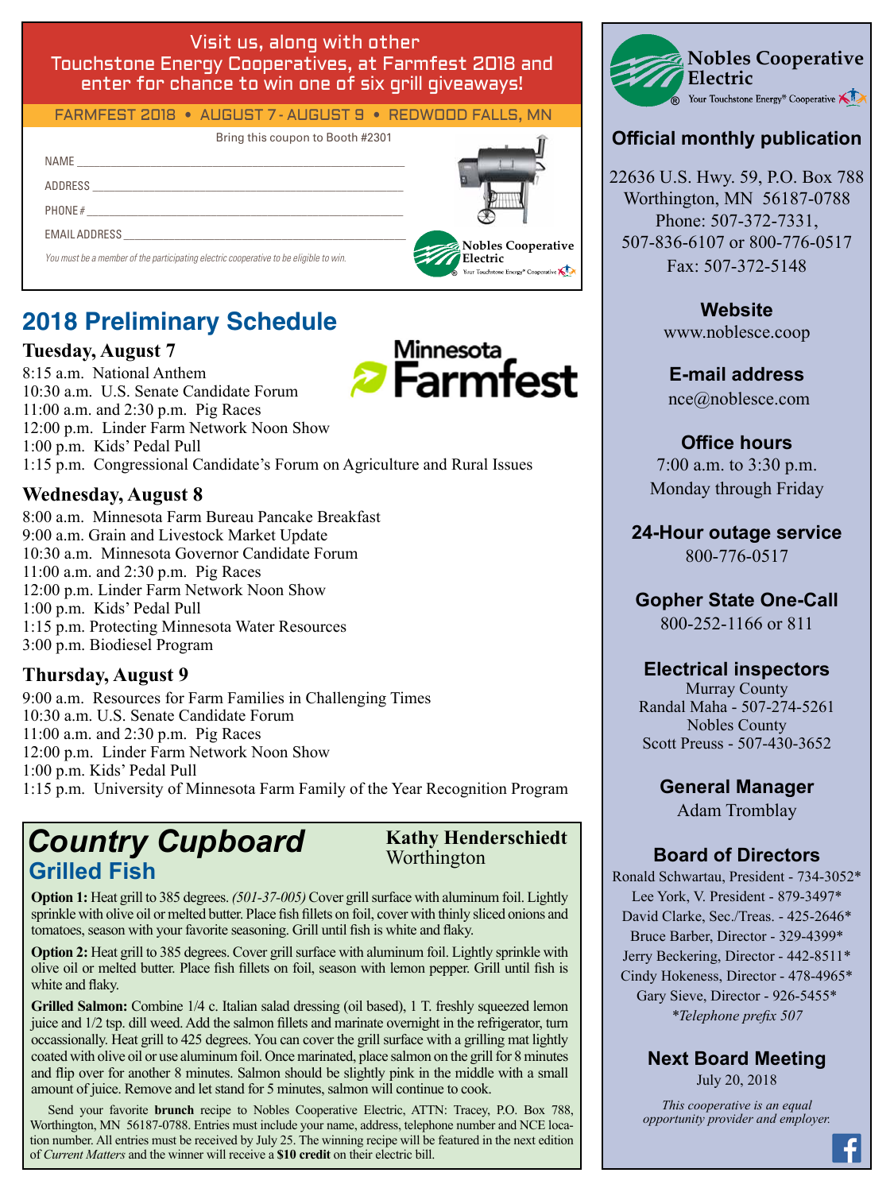## Visit us, along with other Touchstone Energy Cooperatives, at Farmfest 2018 and enter for chance to win one of six grill giveaways!

FARMFEST 2018 • AUGUST 7 - AUGUST 9 • REDWOOD FALLS, MN

Bring this coupon to Booth #2301

NAME ______________________________

ADDRESS ______________________________

PHONE # ______________________________

EMAIL ADDRESS ______________________________

*You must be a member of the participating electric cooperative to be eligible to win.*

Nobles Cooperative Electric
Your Touchstone Energy® Cooperative

## 2018 Preliminary Schedule

Minnesota Farmfest

### Tuesday, August 7

8:15 a.m. National Anthem
10:30 a.m. U.S. Senate Candidate Forum
11:00 a.m. and 2:30 p.m. Pig Races
12:00 p.m. Linder Farm Network Noon Show
1:00 p.m. Kids' Pedal Pull
1:15 p.m. Congressional Candidate's Forum on Agriculture and Rural Issues

### Wednesday, August 8

8:00 a.m. Minnesota Farm Bureau Pancake Breakfast
9:00 a.m. Grain and Livestock Market Update
10:30 a.m. Minnesota Governor Candidate Forum
11:00 a.m. and 2:30 p.m. Pig Races
12:00 p.m. Linder Farm Network Noon Show
1:00 p.m. Kids' Pedal Pull
1:15 p.m. Protecting Minnesota Water Resources
3:00 p.m. Biodiesel Program

### Thursday, August 9

9:00 a.m. Resources for Farm Families in Challenging Times
10:30 a.m. U.S. Senate Candidate Forum
11:00 a.m. and 2:30 p.m. Pig Races
12:00 p.m. Linder Farm Network Noon Show
1:00 p.m. Kids' Pedal Pull
1:15 p.m. University of Minnesota Farm Family of the Year Recognition Program

## *Country Cupboard*

### Grilled Fish

**Kathy Henderschiedt**
Worthington

**Option 1:** Heat grill to 385 degrees. *(501-37-005)* Cover grill surface with aluminum foil. Lightly sprinkle with olive oil or melted butter. Place fish fillets on foil, cover with thinly sliced onions and tomatoes, season with your favorite seasoning. Grill until fish is white and flaky.

**Option 2:** Heat grill to 385 degrees. Cover grill surface with aluminum foil. Lightly sprinkle with olive oil or melted butter. Place fish fillets on foil, season with lemon pepper. Grill until fish is white and flaky.

**Grilled Salmon:** Combine 1/4 c. Italian salad dressing (oil based), 1 T. freshly squeezed lemon juice and 1/2 tsp. dill weed. Add the salmon fillets and marinate overnight in the refrigerator, turn occassionally. Heat grill to 425 degrees. You can cover the grill surface with a grilling mat lightly coated with olive oil or use aluminum foil. Once marinated, place salmon on the grill for 8 minutes and flip over for another 8 minutes. Salmon should be slightly pink in the middle with a small amount of juice. Remove and let stand for 5 minutes, salmon will continue to cook.

Send your favorite **brunch** recipe to Nobles Cooperative Electric, ATTN: Tracey, P.O. Box 788, Worthington, MN 56187-0788. Entries must include your name, address, telephone number and NCE location number. All entries must be received by July 25. The winning recipe will be featured in the next edition of *Current Matters* and the winner will receive a **$10 credit** on their electric bill.

---

**Nobles Cooperative Electric**
Your Touchstone Energy® Cooperative

### Official monthly publication

22636 U.S. Hwy. 59, P.O. Box 788
Worthington, MN 56187-0788
Phone: 507-372-7331,
507-836-6107 or 800-776-0517
Fax: 507-372-5148

### Website
www.noblesce.coop

### E-mail address
nce@noblesce.com

### Office hours
7:00 a.m. to 3:30 p.m.
Monday through Friday

### 24-Hour outage service
800-776-0517

### Gopher State One-Call
800-252-1166 or 811

### Electrical inspectors
Murray County
Randal Maha - 507-274-5261
Nobles County
Scott Preuss - 507-430-3652

### General Manager
Adam Tromblay

### Board of Directors
Ronald Schwartau, President - 734-3052*
Lee York, V. President - 879-3497*
David Clarke, Sec./Treas. - 425-2646*
Bruce Barber, Director - 329-4399*
Jerry Beckering, Director - 442-8511*
Cindy Hokeness, Director - 478-4965*
Gary Sieve, Director - 926-5455*
*\*Telephone prefix 507*

### Next Board Meeting
July 20, 2018

*This cooperative is an equal opportunity provider and employer.*